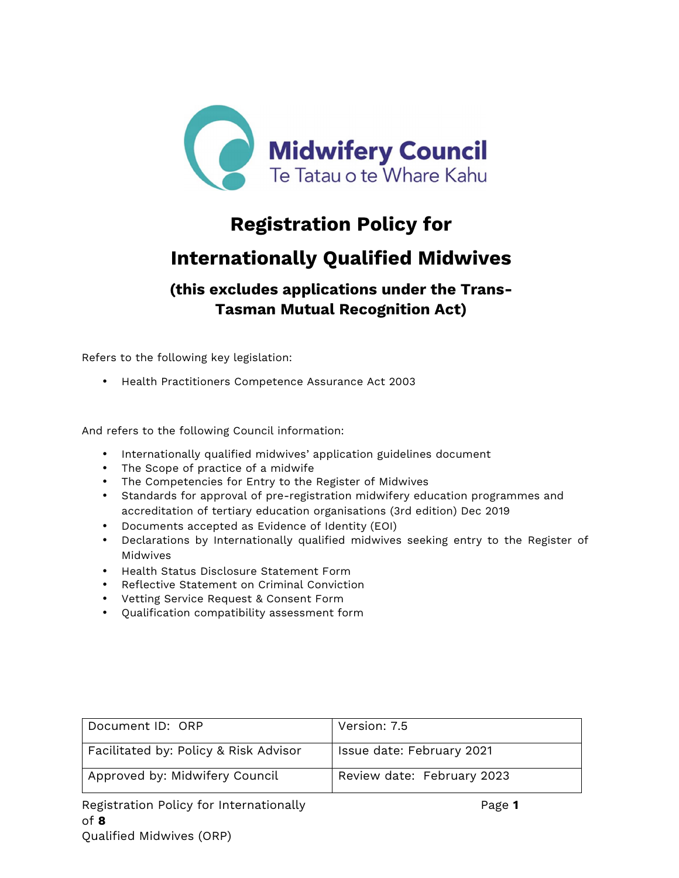Midwifery Council
Te Tatau o te Whare Kahu

# Registration Policy for

# Internationally Qualified Midwives

## (this excludes applications under the Trans-Tasman Mutual Recognition Act)

Refers to the following key legislation:

- Health Practitioners Competence Assurance Act 2003

And refers to the following Council information:

- Internationally qualified midwives' application guidelines document
- The Scope of practice of a midwife
- The Competencies for Entry to the Register of Midwives
- Standards for approval of pre-registration midwifery education programmes and accreditation of tertiary education organisations (3rd edition) Dec 2019
- Documents accepted as Evidence of Identity (EOI)
- Declarations by Internationally qualified midwives seeking entry to the Register of Midwives
- Health Status Disclosure Statement Form
- Reflective Statement on Criminal Conviction
- Vetting Service Request & Consent Form
- Qualification compatibility assessment form

| Document ID: ORP | Version: 7.5 |
|---|---|
| Facilitated by: Policy & Risk Advisor | Issue date: February 2021 |
| Approved by: Midwifery Council | Review date: February 2023 |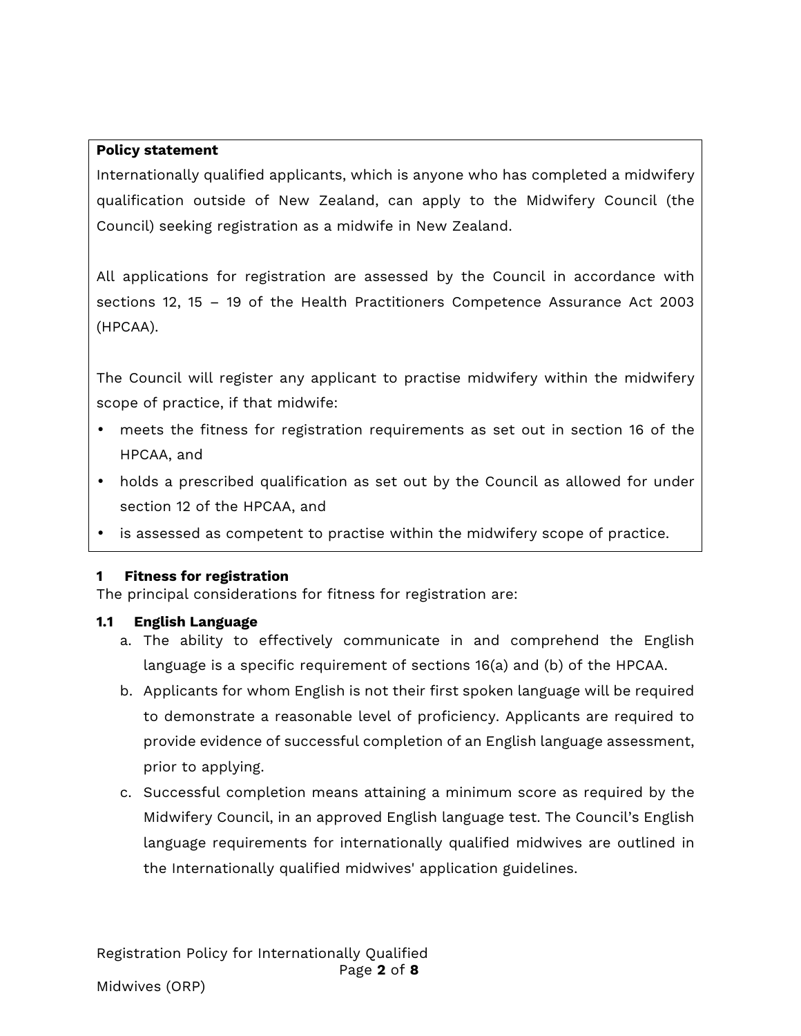**Policy statement**

Internationally qualified applicants, which is anyone who has completed a midwifery qualification outside of New Zealand, can apply to the Midwifery Council (the Council) seeking registration as a midwife in New Zealand.

All applications for registration are assessed by the Council in accordance with sections 12, 15 – 19 of the Health Practitioners Competence Assurance Act 2003 (HPCAA).

The Council will register any applicant to practise midwifery within the midwifery scope of practice, if that midwife:

- meets the fitness for registration requirements as set out in section 16 of the HPCAA, and
- holds a prescribed qualification as set out by the Council as allowed for under section 12 of the HPCAA, and
- is assessed as competent to practise within the midwifery scope of practice.

## 1 Fitness for registration

The principal considerations for fitness for registration are:

### 1.1 English Language

a. The ability to effectively communicate in and comprehend the English language is a specific requirement of sections 16(a) and (b) of the HPCAA.

b. Applicants for whom English is not their first spoken language will be required to demonstrate a reasonable level of proficiency. Applicants are required to provide evidence of successful completion of an English language assessment, prior to applying.

c. Successful completion means attaining a minimum score as required by the Midwifery Council, in an approved English language test. The Council's English language requirements for internationally qualified midwives are outlined in the Internationally qualified midwives' application guidelines.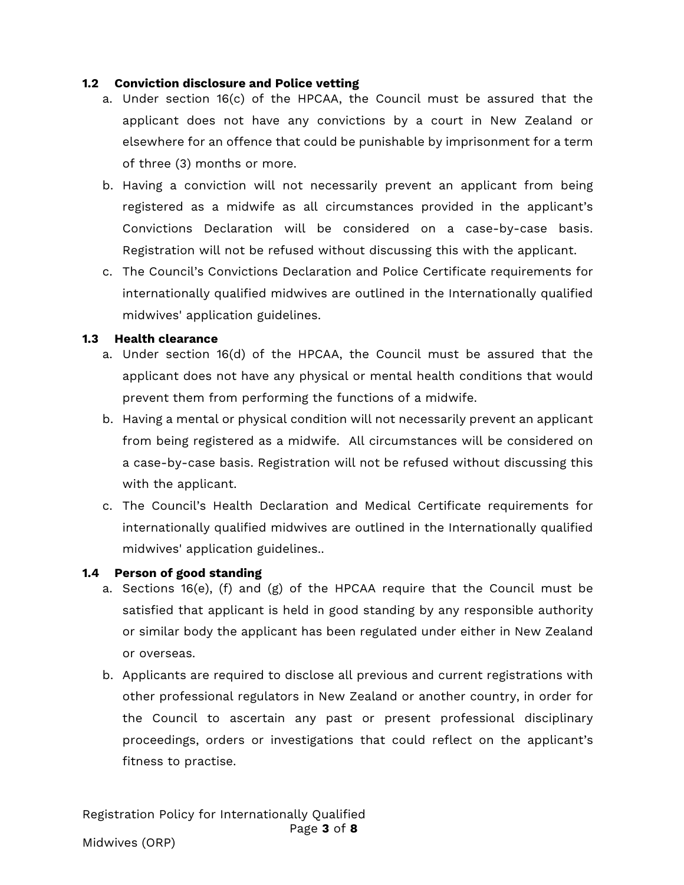### 1.2 Conviction disclosure and Police vetting

a. Under section 16(c) of the HPCAA, the Council must be assured that the applicant does not have any convictions by a court in New Zealand or elsewhere for an offence that could be punishable by imprisonment for a term of three (3) months or more.

b. Having a conviction will not necessarily prevent an applicant from being registered as a midwife as all circumstances provided in the applicant's Convictions Declaration will be considered on a case-by-case basis. Registration will not be refused without discussing this with the applicant.

c. The Council's Convictions Declaration and Police Certificate requirements for internationally qualified midwives are outlined in the Internationally qualified midwives' application guidelines.

### 1.3 Health clearance

a. Under section 16(d) of the HPCAA, the Council must be assured that the applicant does not have any physical or mental health conditions that would prevent them from performing the functions of a midwife.

b. Having a mental or physical condition will not necessarily prevent an applicant from being registered as a midwife. All circumstances will be considered on a case-by-case basis. Registration will not be refused without discussing this with the applicant.

c. The Council's Health Declaration and Medical Certificate requirements for internationally qualified midwives are outlined in the Internationally qualified midwives' application guidelines..

### 1.4 Person of good standing

a. Sections 16(e), (f) and (g) of the HPCAA require that the Council must be satisfied that applicant is held in good standing by any responsible authority or similar body the applicant has been regulated under either in New Zealand or overseas.

b. Applicants are required to disclose all previous and current registrations with other professional regulators in New Zealand or another country, in order for the Council to ascertain any past or present professional disciplinary proceedings, orders or investigations that could reflect on the applicant's fitness to practise.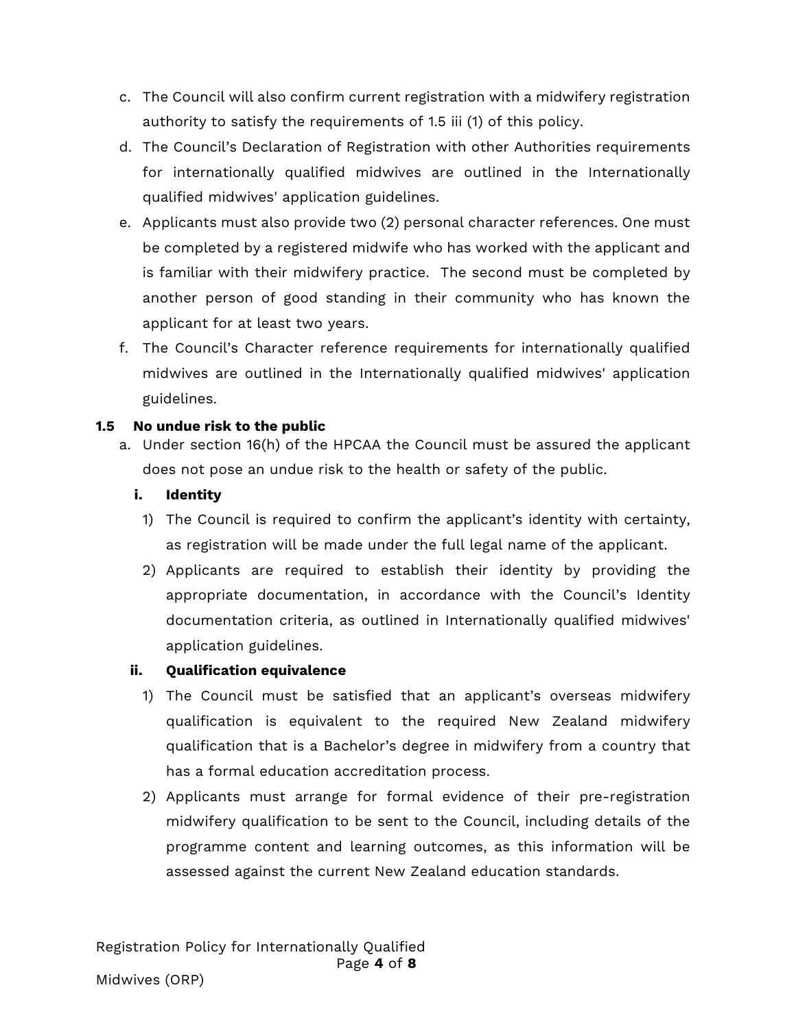c. The Council will also confirm current registration with a midwifery registration authority to satisfy the requirements of 1.5 iii (1) of this policy.

d. The Council's Declaration of Registration with other Authorities requirements for internationally qualified midwives are outlined in the Internationally qualified midwives' application guidelines.

e. Applicants must also provide two (2) personal character references. One must be completed by a registered midwife who has worked with the applicant and is familiar with their midwifery practice. The second must be completed by another person of good standing in their community who has known the applicant for at least two years.

f. The Council's Character reference requirements for internationally qualified midwives are outlined in the Internationally qualified midwives' application guidelines.

**1.5 No undue risk to the public**

a. Under section 16(h) of the HPCAA the Council must be assured the applicant does not pose an undue risk to the health or safety of the public.

**i. Identity**

1) The Council is required to confirm the applicant's identity with certainty, as registration will be made under the full legal name of the applicant.

2) Applicants are required to establish their identity by providing the appropriate documentation, in accordance with the Council's Identity documentation criteria, as outlined in Internationally qualified midwives' application guidelines.

**ii. Qualification equivalence**

1) The Council must be satisfied that an applicant's overseas midwifery qualification is equivalent to the required New Zealand midwifery qualification that is a Bachelor's degree in midwifery from a country that has a formal education accreditation process.

2) Applicants must arrange for formal evidence of their pre-registration midwifery qualification to be sent to the Council, including details of the programme content and learning outcomes, as this information will be assessed against the current New Zealand education standards.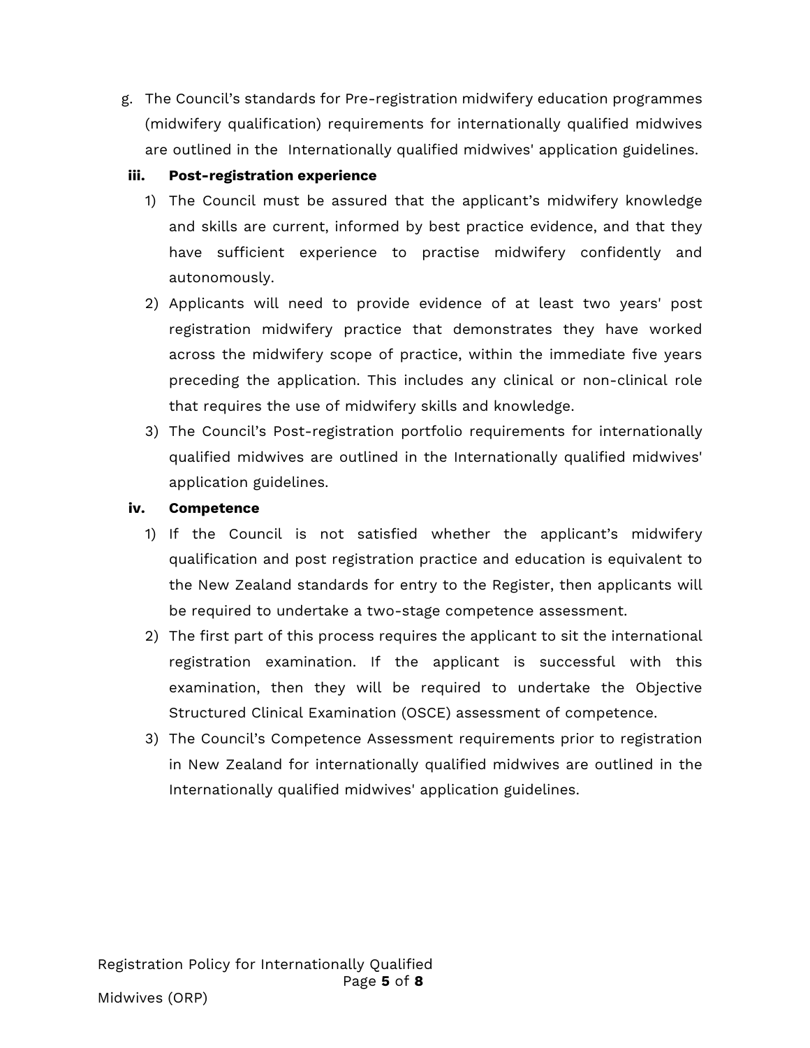g. The Council's standards for Pre-registration midwifery education programmes (midwifery qualification) requirements for internationally qualified midwives are outlined in the Internationally qualified midwives' application guidelines.

**iii. Post-registration experience**

1) The Council must be assured that the applicant's midwifery knowledge and skills are current, informed by best practice evidence, and that they have sufficient experience to practise midwifery confidently and autonomously.
2) Applicants will need to provide evidence of at least two years' post registration midwifery practice that demonstrates they have worked across the midwifery scope of practice, within the immediate five years preceding the application. This includes any clinical or non-clinical role that requires the use of midwifery skills and knowledge.
3) The Council's Post-registration portfolio requirements for internationally qualified midwives are outlined in the Internationally qualified midwives' application guidelines.

**iv. Competence**

1) If the Council is not satisfied whether the applicant's midwifery qualification and post registration practice and education is equivalent to the New Zealand standards for entry to the Register, then applicants will be required to undertake a two-stage competence assessment.
2) The first part of this process requires the applicant to sit the international registration examination. If the applicant is successful with this examination, then they will be required to undertake the Objective Structured Clinical Examination (OSCE) assessment of competence.
3) The Council's Competence Assessment requirements prior to registration in New Zealand for internationally qualified midwives are outlined in the Internationally qualified midwives' application guidelines.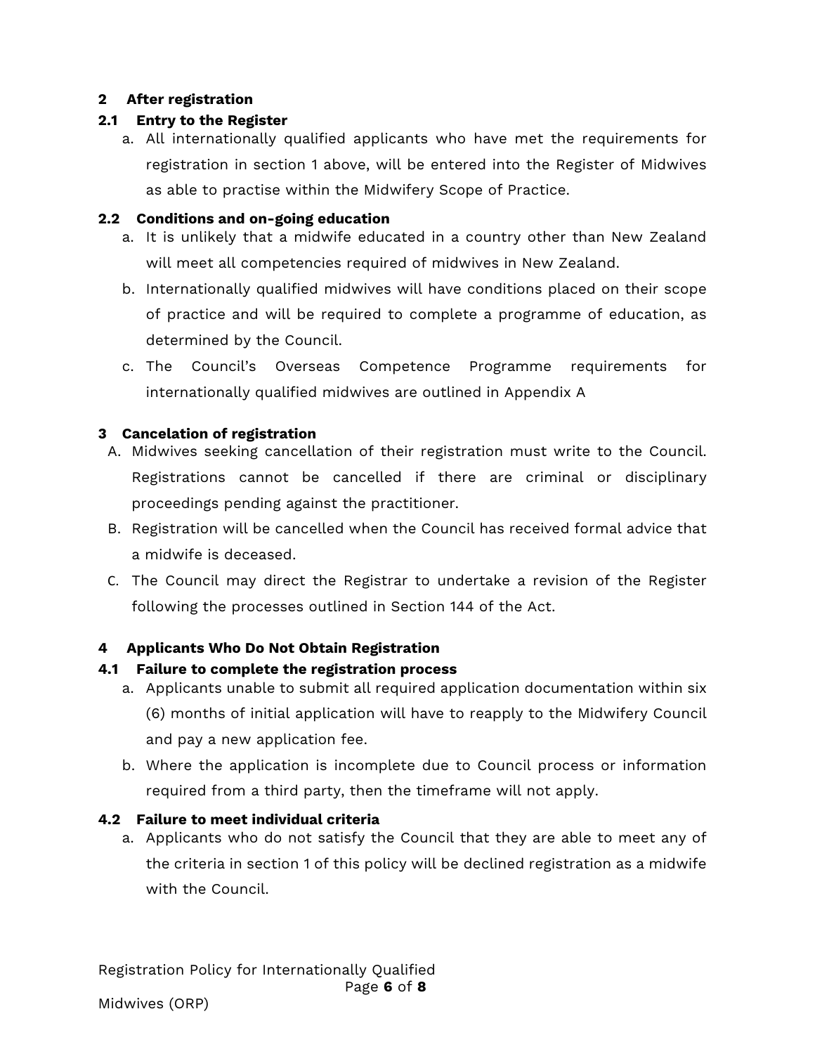## 2 After registration

### 2.1 Entry to the Register

a. All internationally qualified applicants who have met the requirements for registration in section 1 above, will be entered into the Register of Midwives as able to practise within the Midwifery Scope of Practice.

### 2.2 Conditions and on-going education

a. It is unlikely that a midwife educated in a country other than New Zealand will meet all competencies required of midwives in New Zealand.

b. Internationally qualified midwives will have conditions placed on their scope of practice and will be required to complete a programme of education, as determined by the Council.

c. The Council's Overseas Competence Programme requirements for internationally qualified midwives are outlined in Appendix A

## 3 Cancelation of registration

A. Midwives seeking cancellation of their registration must write to the Council. Registrations cannot be cancelled if there are criminal or disciplinary proceedings pending against the practitioner.

B. Registration will be cancelled when the Council has received formal advice that a midwife is deceased.

C. The Council may direct the Registrar to undertake a revision of the Register following the processes outlined in Section 144 of the Act.

## 4 Applicants Who Do Not Obtain Registration

### 4.1 Failure to complete the registration process

a. Applicants unable to submit all required application documentation within six (6) months of initial application will have to reapply to the Midwifery Council and pay a new application fee.

b. Where the application is incomplete due to Council process or information required from a third party, then the timeframe will not apply.

### 4.2 Failure to meet individual criteria

a. Applicants who do not satisfy the Council that they are able to meet any of the criteria in section 1 of this policy will be declined registration as a midwife with the Council.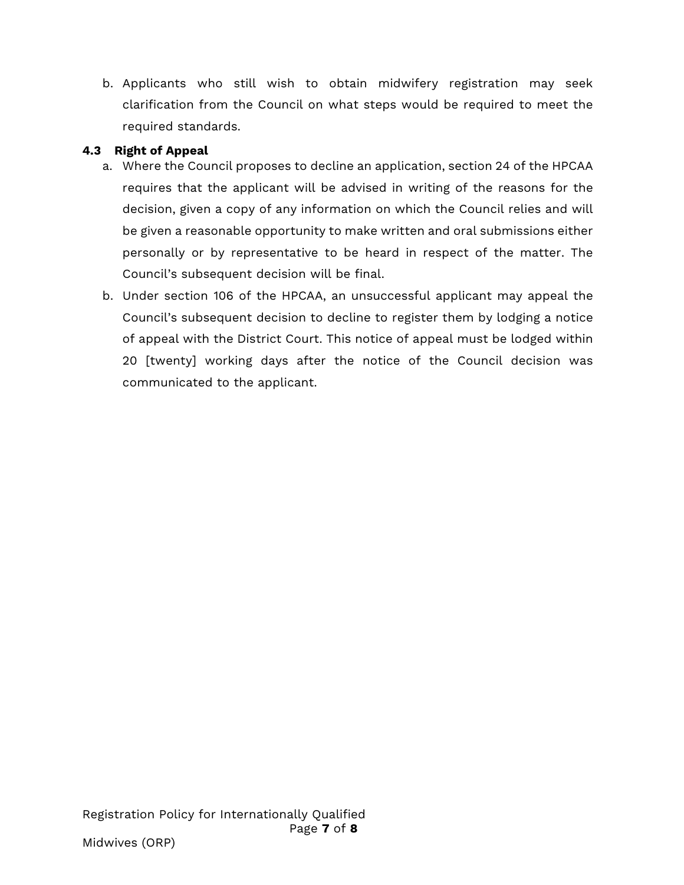b. Applicants who still wish to obtain midwifery registration may seek clarification from the Council on what steps would be required to meet the required standards.

### 4.3 Right of Appeal

a. Where the Council proposes to decline an application, section 24 of the HPCAA requires that the applicant will be advised in writing of the reasons for the decision, given a copy of any information on which the Council relies and will be given a reasonable opportunity to make written and oral submissions either personally or by representative to be heard in respect of the matter. The Council's subsequent decision will be final.

b. Under section 106 of the HPCAA, an unsuccessful applicant may appeal the Council's subsequent decision to decline to register them by lodging a notice of appeal with the District Court. This notice of appeal must be lodged within 20 [twenty] working days after the notice of the Council decision was communicated to the applicant.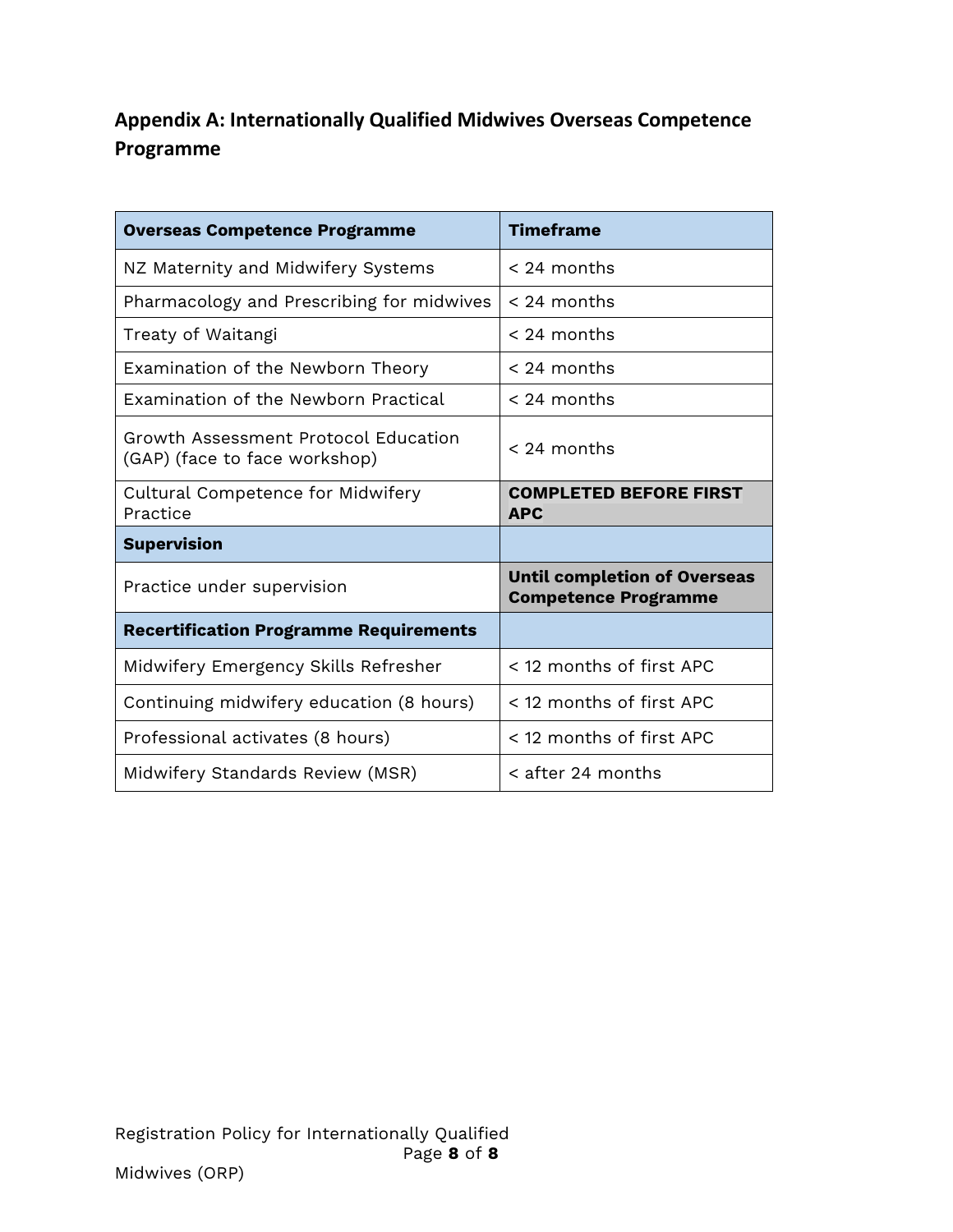## Appendix A: Internationally Qualified Midwives Overseas Competence Programme

| **Overseas Competence Programme** | **Timeframe** |
|---|---|
| NZ Maternity and Midwifery Systems | < 24 months |
| Pharmacology and Prescribing for midwives | < 24 months |
| Treaty of Waitangi | < 24 months |
| Examination of the Newborn Theory | < 24 months |
| Examination of the Newborn Practical | < 24 months |
| Growth Assessment Protocol Education (GAP) (face to face workshop) | < 24 months |
| Cultural Competence for Midwifery Practice | **COMPLETED BEFORE FIRST APC** |
| **Supervision** | |
| Practice under supervision | **Until completion of Overseas Competence Programme** |
| **Recertification Programme Requirements** | |
| Midwifery Emergency Skills Refresher | < 12 months of first APC |
| Continuing midwifery education (8 hours) | < 12 months of first APC |
| Professional activates (8 hours) | < 12 months of first APC |
| Midwifery Standards Review (MSR) | < after 24 months |